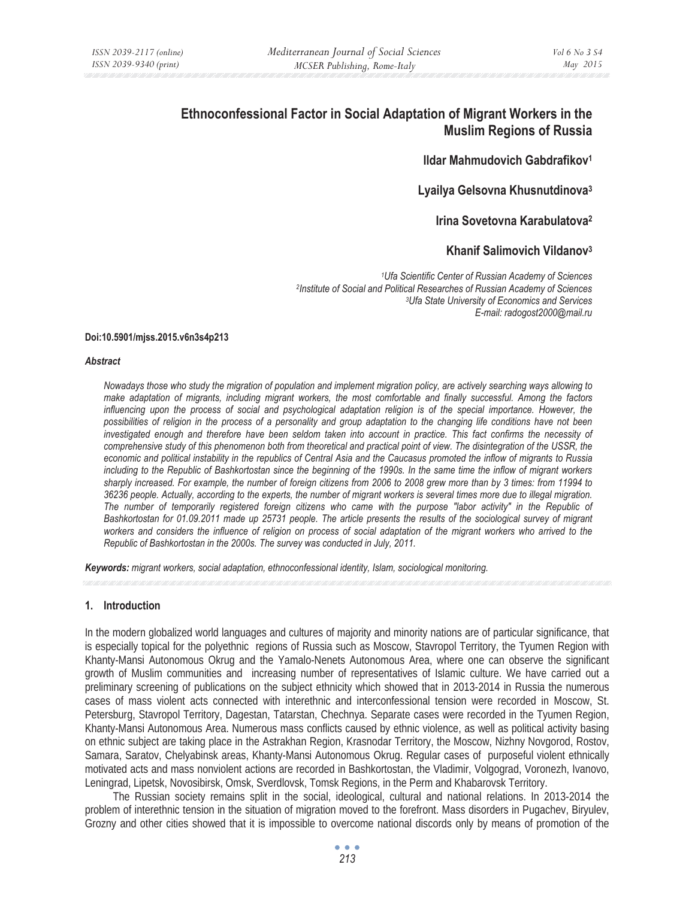# Ethnoconfessional Factor in Social Adaptation of Migrant Workers in the Muslim Regions of Russia

**Ildar Mahmudovich Gabdrafikov[1]**

**Lyailya Gelsovna Khusnutdinova[3]**

**Irina Sovetovna Karabulatova[2]**

**Khanif Salimovich Vildanov[3]**

*[1]Ufa Scientific Center of Russian Academy of Sciences*
*[2]Institute of Social and Political Researches of Russian Academy of Sciences*
*[3]Ufa State University of Economics and Services*
*E-mail: radogost2000@mail.ru*

**Doi:10.5901/mjss.2015.v6n3s4p213**

***Abstract***

*Nowadays those who study the migration of population and implement migration policy, are actively searching ways allowing to make adaptation of migrants, including migrant workers, the most comfortable and finally successful. Among the factors influencing upon the process of social and psychological adaptation religion is of the special importance. However, the possibilities of religion in the process of a personality and group adaptation to the changing life conditions have not been investigated enough and therefore have been seldom taken into account in practice. This fact confirms the necessity of comprehensive study of this phenomenon both from theoretical and practical point of view. The disintegration of the USSR, the economic and political instability in the republics of Central Asia and the Caucasus promoted the inflow of migrants to Russia including to the Republic of Bashkortostan since the beginning of the 1990s. In the same time the inflow of migrant workers sharply increased. For example, the number of foreign citizens from 2006 to 2008 grew more than by 3 times: from 11994 to 36236 people. Actually, according to the experts, the number of migrant workers is several times more due to illegal migration. The number of temporarily registered foreign citizens who came with the purpose "labor activity" in the Republic of Bashkortostan for 01.09.2011 made up 25731 people. The article presents the results of the sociological survey of migrant workers and considers the influence of religion on process of social adaptation of the migrant workers who arrived to the Republic of Bashkortostan in the 2000s. The survey was conducted in July, 2011.*

***Keywords:*** *migrant workers, social adaptation, ethnoconfessional identity, Islam, sociological monitoring.*

## 1. Introduction

In the modern globalized world languages and cultures of majority and minority nations are of particular significance, that is especially topical for the polyethnic regions of Russia such as Moscow, Stavropol Territory, the Tyumen Region with Khanty-Mansi Autonomous Okrug and the Yamalo-Nenets Autonomous Area, where one can observe the significant growth of Muslim communities and increasing number of representatives of Islamic culture. We have carried out a preliminary screening of publications on the subject ethnicity which showed that in 2013-2014 in Russia the numerous cases of mass violent acts connected with interethnic and interconfessional tension were recorded in Moscow, St. Petersburg, Stavropol Territory, Dagestan, Tatarstan, Chechnya. Separate cases were recorded in the Tyumen Region, Khanty-Mansi Autonomous Area. Numerous mass conflicts caused by ethnic violence, as well as political activity basing on ethnic subject are taking place in the Astrakhan Region, Krasnodar Territory, the Moscow, Nizhny Novgorod, Rostov, Samara, Saratov, Chelyabinsk areas, Khanty-Mansi Autonomous Okrug. Regular cases of purposeful violent ethnically motivated acts and mass nonviolent actions are recorded in Bashkortostan, the Vladimir, Volgograd, Voronezh, Ivanovo, Leningrad, Lipetsk, Novosibirsk, Omsk, Sverdlovsk, Tomsk Regions, in the Perm and Khabarovsk Territory.

The Russian society remains split in the social, ideological, cultural and national relations. In 2013-2014 the problem of interethnic tension in the situation of migration moved to the forefront. Mass disorders in Pugachev, Biryulev, Grozny and other cities showed that it is impossible to overcome national discords only by means of promotion of the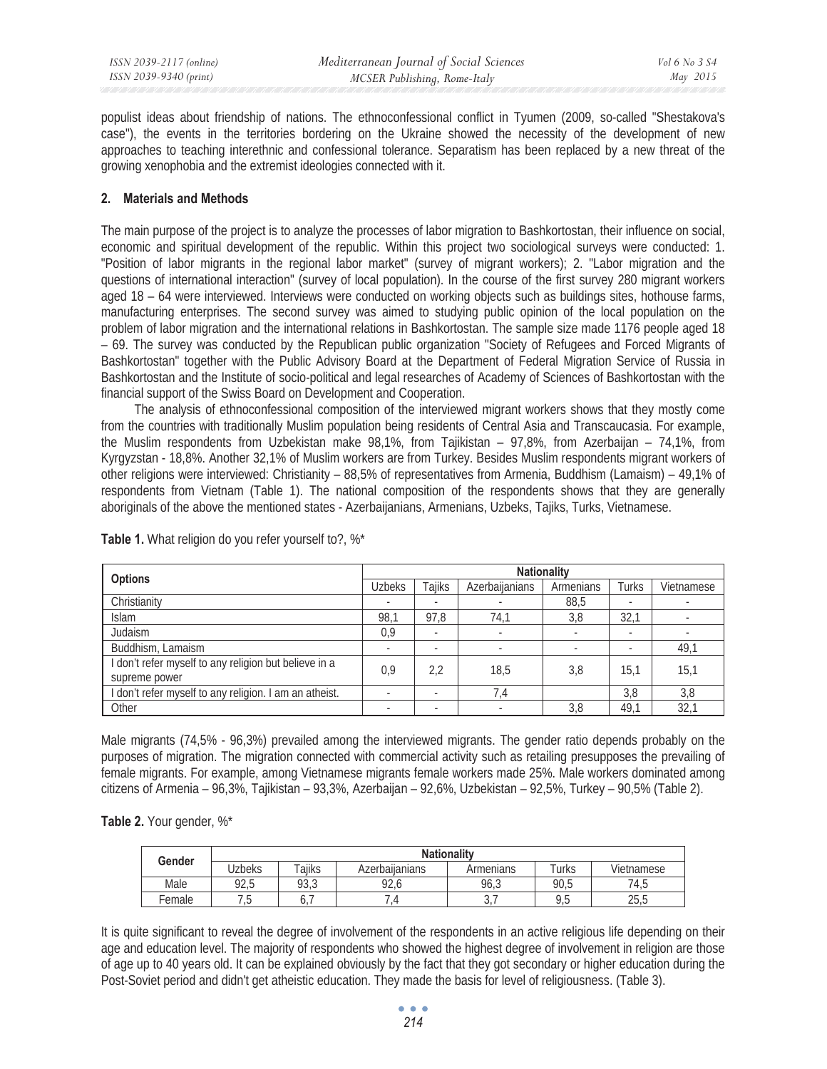populist ideas about friendship of nations. The ethnoconfessional conflict in Tyumen (2009, so-called "Shestakova's case"), the events in the territories bordering on the Ukraine showed the necessity of the development of new approaches to teaching interethnic and confessional tolerance. Separatism has been replaced by a new threat of the growing xenophobia and the extremist ideologies connected with it.

## 2. Materials and Methods

The main purpose of the project is to analyze the processes of labor migration to Bashkortostan, their influence on social, economic and spiritual development of the republic. Within this project two sociological surveys were conducted: 1. "Position of labor migrants in the regional labor market" (survey of migrant workers); 2. "Labor migration and the questions of international interaction" (survey of local population). In the course of the first survey 280 migrant workers aged 18 – 64 were interviewed. Interviews were conducted on working objects such as buildings sites, hothouse farms, manufacturing enterprises. The second survey was aimed to studying public opinion of the local population on the problem of labor migration and the international relations in Bashkortostan. The sample size made 1176 people aged 18 – 69. The survey was conducted by the Republican public organization "Society of Refugees and Forced Migrants of Bashkortostan" together with the Public Advisory Board at the Department of Federal Migration Service of Russia in Bashkortostan and the Institute of socio-political and legal researches of Academy of Sciences of Bashkortostan with the financial support of the Swiss Board on Development and Cooperation.

The analysis of ethnoconfessional composition of the interviewed migrant workers shows that they mostly come from the countries with traditionally Muslim population being residents of Central Asia and Transcaucasia. For example, the Muslim respondents from Uzbekistan make 98,1%, from Tajikistan – 97,8%, from Azerbaijan – 74,1%, from Kyrgyzstan - 18,8%. Another 32,1% of Muslim workers are from Turkey. Besides Muslim respondents migrant workers of other religions were interviewed: Christianity – 88,5% of representatives from Armenia, Buddhism (Lamaism) – 49,1% of respondents from Vietnam (Table 1). The national composition of the respondents shows that they are generally aboriginals of the above the mentioned states - Azerbaijanians, Armenians, Uzbeks, Tajiks, Turks, Vietnamese.

**Table 1.** What religion do you refer yourself to?, %*

| Options | Nationality | | | | | |
|---|---|---|---|---|---|---|
| | Uzbeks | Tajiks | Azerbaijanians | Armenians | Turks | Vietnamese |
| Christianity | - | - | - | 88,5 | - | - |
| Islam | 98,1 | 97,8 | 74,1 | 3,8 | 32,1 | - |
| Judaism | 0,9 | - | - | - | - | - |
| Buddhism, Lamaism | - | - | - | - | - | 49,1 |
| I don't refer myself to any religion but believe in a supreme power | 0,9 | 2,2 | 18,5 | 3,8 | 15,1 | 15,1 |
| I don't refer myself to any religion. I am an atheist. | - | - | 7,4 | | 3,8 | 3,8 |
| Other | - | - | - | 3,8 | 49,1 | 32,1 |

Male migrants (74,5% - 96,3%) prevailed among the interviewed migrants. The gender ratio depends probably on the purposes of migration. The migration connected with commercial activity such as retailing presupposes the prevailing of female migrants. For example, among Vietnamese migrants female workers made 25%. Male workers dominated among citizens of Armenia – 96,3%, Tajikistan – 93,3%, Azerbaijan – 92,6%, Uzbekistan – 92,5%, Turkey – 90,5% (Table 2).

**Table 2.** Your gender, %*

| Gender | Nationality | | | | | |
|---|---|---|---|---|---|---|
| | Uzbeks | Tajiks | Azerbaijanians | Armenians | Turks | Vietnamese |
| Male | 92,5 | 93,3 | 92,6 | 96,3 | 90,5 | 74,5 |
| Female | 7,5 | 6,7 | 7,4 | 3,7 | 9,5 | 25,5 |

It is quite significant to reveal the degree of involvement of the respondents in an active religious life depending on their age and education level. The majority of respondents who showed the highest degree of involvement in religion are those of age up to 40 years old. It can be explained obviously by the fact that they got secondary or higher education during the Post-Soviet period and didn't get atheistic education. They made the basis for level of religiousness. (Table 3).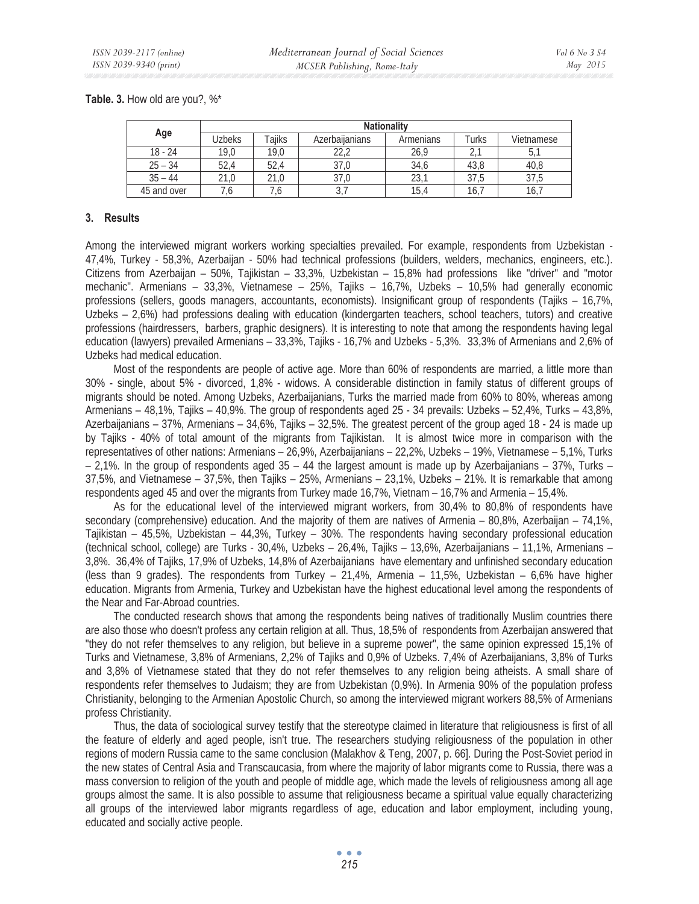**Table. 3.** How old are you?, %*

| Age | Nationality | | | | | |
|---|---|---|---|---|---|---|
| | Uzbeks | Tajiks | Azerbaijanians | Armenians | Turks | Vietnamese |
| 18 - 24 | 19,0 | 19,0 | 22,2 | 26,9 | 2,1 | 5,1 |
| 25 – 34 | 52,4 | 52,4 | 37,0 | 34,6 | 43,8 | 40,8 |
| 35 – 44 | 21,0 | 21,0 | 37,0 | 23,1 | 37,5 | 37,5 |
| 45 and over | 7,6 | 7,6 | 3,7 | 15,4 | 16,7 | 16,7 |

## 3. Results

Among the interviewed migrant workers working specialties prevailed. For example, respondents from Uzbekistan - 47,4%, Turkey - 58,3%, Azerbaijan - 50% had technical professions (builders, welders, mechanics, engineers, etc.). Citizens from Azerbaijan – 50%, Tajikistan – 33,3%, Uzbekistan – 15,8% had professions like "driver" and "motor mechanic". Armenians – 33,3%, Vietnamese – 25%, Tajiks – 16,7%, Uzbeks – 10,5% had generally economic professions (sellers, goods managers, accountants, economists). Insignificant group of respondents (Tajiks – 16,7%, Uzbeks – 2,6%) had professions dealing with education (kindergarten teachers, school teachers, tutors) and creative professions (hairdressers, barbers, graphic designers). It is interesting to note that among the respondents having legal education (lawyers) prevailed Armenians – 33,3%, Tajiks - 16,7% and Uzbeks - 5,3%. 33,3% of Armenians and 2,6% of Uzbeks had medical education.

Most of the respondents are people of active age. More than 60% of respondents are married, a little more than 30% - single, about 5% - divorced, 1,8% - widows. A considerable distinction in family status of different groups of migrants should be noted. Among Uzbeks, Azerbaijanians, Turks the married made from 60% to 80%, whereas among Armenians – 48,1%, Tajiks – 40,9%. The group of respondents aged 25 - 34 prevails: Uzbeks – 52,4%, Turks – 43,8%, Azerbaijanians – 37%, Armenians – 34,6%, Tajiks – 32,5%. The greatest percent of the group aged 18 - 24 is made up by Tajiks - 40% of total amount of the migrants from Tajikistan. It is almost twice more in comparison with the representatives of other nations: Armenians – 26,9%, Azerbaijanians – 22,2%, Uzbeks – 19%, Vietnamese – 5,1%, Turks – 2,1%. In the group of respondents aged 35 – 44 the largest amount is made up by Azerbaijanians – 37%, Turks – 37,5%, and Vietnamese – 37,5%, then Tajiks – 25%, Armenians – 23,1%, Uzbeks – 21%. It is remarkable that among respondents aged 45 and over the migrants from Turkey made 16,7%, Vietnam – 16,7% and Armenia – 15,4%.

As for the educational level of the interviewed migrant workers, from 30,4% to 80,8% of respondents have secondary (comprehensive) education. And the majority of them are natives of Armenia – 80,8%, Azerbaijan – 74,1%, Tajikistan – 45,5%, Uzbekistan – 44,3%, Turkey – 30%. The respondents having secondary professional education (technical school, college) are Turks - 30,4%, Uzbeks – 26,4%, Tajiks – 13,6%, Azerbaijanians – 11,1%, Armenians – 3,8%. 36,4% of Tajiks, 17,9% of Uzbeks, 14,8% of Azerbaijanians have elementary and unfinished secondary education (less than 9 grades). The respondents from Turkey – 21,4%, Armenia – 11,5%, Uzbekistan – 6,6% have higher education. Migrants from Armenia, Turkey and Uzbekistan have the highest educational level among the respondents of the Near and Far-Abroad countries.

The conducted research shows that among the respondents being natives of traditionally Muslim countries there are also those who doesn't profess any certain religion at all. Thus, 18,5% of respondents from Azerbaijan answered that "they do not refer themselves to any religion, but believe in a supreme power", the same opinion expressed 15,1% of Turks and Vietnamese, 3,8% of Armenians, 2,2% of Tajiks and 0,9% of Uzbeks. 7,4% of Azerbaijanians, 3,8% of Turks and 3,8% of Vietnamese stated that they do not refer themselves to any religion being atheists. A small share of respondents refer themselves to Judaism; they are from Uzbekistan (0,9%). In Armenia 90% of the population profess Christianity, belonging to the Armenian Apostolic Church, so among the interviewed migrant workers 88,5% of Armenians profess Christianity.

Thus, the data of sociological survey testify that the stereotype claimed in literature that religiousness is first of all the feature of elderly and aged people, isn't true. The researchers studying religiousness of the population in other regions of modern Russia came to the same conclusion (Malakhov & Teng, 2007, p. 66]. During the Post-Soviet period in the new states of Central Asia and Transcaucasia, from where the majority of labor migrants come to Russia, there was a mass conversion to religion of the youth and people of middle age, which made the levels of religiousness among all age groups almost the same. It is also possible to assume that religiousness became a spiritual value equally characterizing all groups of the interviewed labor migrants regardless of age, education and labor employment, including young, educated and socially active people.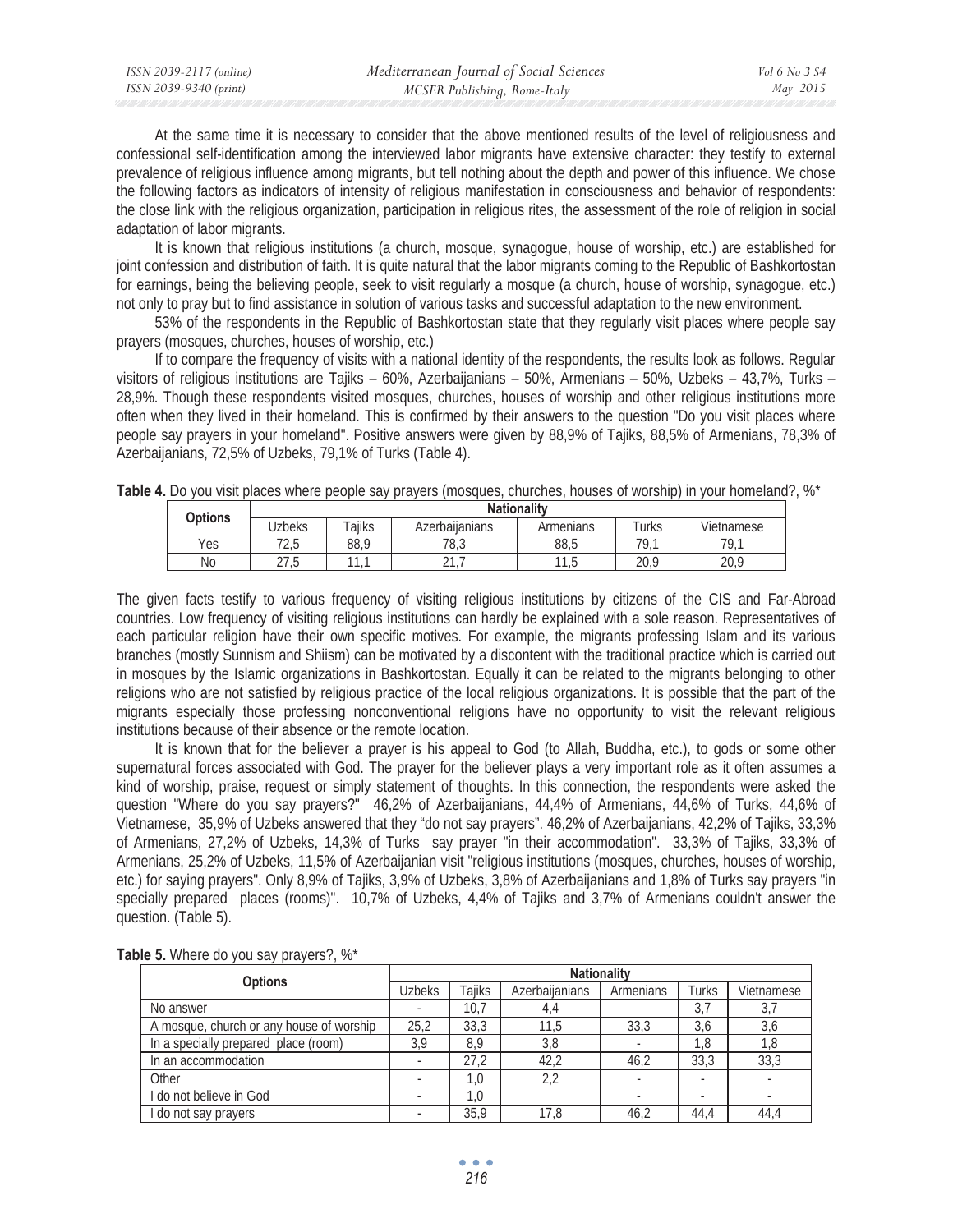At the same time it is necessary to consider that the above mentioned results of the level of religiousness and confessional self-identification among the interviewed labor migrants have extensive character: they testify to external prevalence of religious influence among migrants, but tell nothing about the depth and power of this influence. We chose the following factors as indicators of intensity of religious manifestation in consciousness and behavior of respondents: the close link with the religious organization, participation in religious rites, the assessment of the role of religion in social adaptation of labor migrants.

It is known that religious institutions (a church, mosque, synagogue, house of worship, etc.) are established for joint confession and distribution of faith. It is quite natural that the labor migrants coming to the Republic of Bashkortostan for earnings, being the believing people, seek to visit regularly a mosque (a church, house of worship, synagogue, etc.) not only to pray but to find assistance in solution of various tasks and successful adaptation to the new environment.

53% of the respondents in the Republic of Bashkortostan state that they regularly visit places where people say prayers (mosques, churches, houses of worship, etc.)

If to compare the frequency of visits with a national identity of the respondents, the results look as follows. Regular visitors of religious institutions are Tajiks – 60%, Azerbaijanians – 50%, Armenians – 50%, Uzbeks – 43,7%, Turks – 28,9%. Though these respondents visited mosques, churches, houses of worship and other religious institutions more often when they lived in their homeland. This is confirmed by their answers to the question "Do you visit places where people say prayers in your homeland". Positive answers were given by 88,9% of Tajiks, 88,5% of Armenians, 78,3% of Azerbaijanians, 72,5% of Uzbeks, 79,1% of Turks (Table 4).

**Table 4.** Do you visit places where people say prayers (mosques, churches, houses of worship) in your homeland?, %*

| Options | Nationality | | | | | |
|---|---|---|---|---|---|---|
| | Uzbeks | Tajiks | Azerbaijanians | Armenians | Turks | Vietnamese |
| Yes | 72,5 | 88,9 | 78,3 | 88,5 | 79,1 | 79,1 |
| No | 27,5 | 11,1 | 21,7 | 11,5 | 20,9 | 20,9 |

The given facts testify to various frequency of visiting religious institutions by citizens of the CIS and Far-Abroad countries. Low frequency of visiting religious institutions can hardly be explained with a sole reason. Representatives of each particular religion have their own specific motives. For example, the migrants professing Islam and its various branches (mostly Sunnism and Shiism) can be motivated by a discontent with the traditional practice which is carried out in mosques by the Islamic organizations in Bashkortostan. Equally it can be related to the migrants belonging to other religions who are not satisfied by religious practice of the local religious organizations. It is possible that the part of the migrants especially those professing nonconventional religions have no opportunity to visit the relevant religious institutions because of their absence or the remote location.

It is known that for the believer a prayer is his appeal to God (to Allah, Buddha, etc.), to gods or some other supernatural forces associated with God. The prayer for the believer plays a very important role as it often assumes a kind of worship, praise, request or simply statement of thoughts. In this connection, the respondents were asked the question "Where do you say prayers?" 46,2% of Azerbaijanians, 44,4% of Armenians, 44,6% of Turks, 44,6% of Vietnamese, 35,9% of Uzbeks answered that they "do not say prayers". 46,2% of Azerbaijanians, 42,2% of Tajiks, 33,3% of Armenians, 27,2% of Uzbeks, 14,3% of Turks say prayer "in their accommodation". 33,3% of Tajiks, 33,3% of Armenians, 25,2% of Uzbeks, 11,5% of Azerbaijanian visit "religious institutions (mosques, churches, houses of worship, etc.) for saying prayers". Only 8,9% of Tajiks, 3,9% of Uzbeks, 3,8% of Azerbaijanians and 1,8% of Turks say prayers "in specially prepared places (rooms)". 10,7% of Uzbeks, 4,4% of Tajiks and 3,7% of Armenians couldn't answer the question. (Table 5).

**Table 5.** Where do you say prayers?, %*

| Options | Nationality | | | | | |
|---|---|---|---|---|---|---|
| | Uzbeks | Tajiks | Azerbaijanians | Armenians | Turks | Vietnamese |
| No answer | - | 10,7 | 4,4 | | 3,7 | 3,7 |
| A mosque, church or any house of worship | 25,2 | 33,3 | 11,5 | 33,3 | 3,6 | 3,6 |
| In a specially prepared place (room) | 3,9 | 8,9 | 3,8 | - | 1,8 | 1,8 |
| In an accommodation | - | 27,2 | 42,2 | 46,2 | 33,3 | 33,3 |
| Other | - | 1,0 | 2,2 | - | - | - |
| I do not believe in God | - | 1,0 | | - | - | - |
| I do not say prayers | - | 35,9 | 17,8 | 46,2 | 44,4 | 44,4 |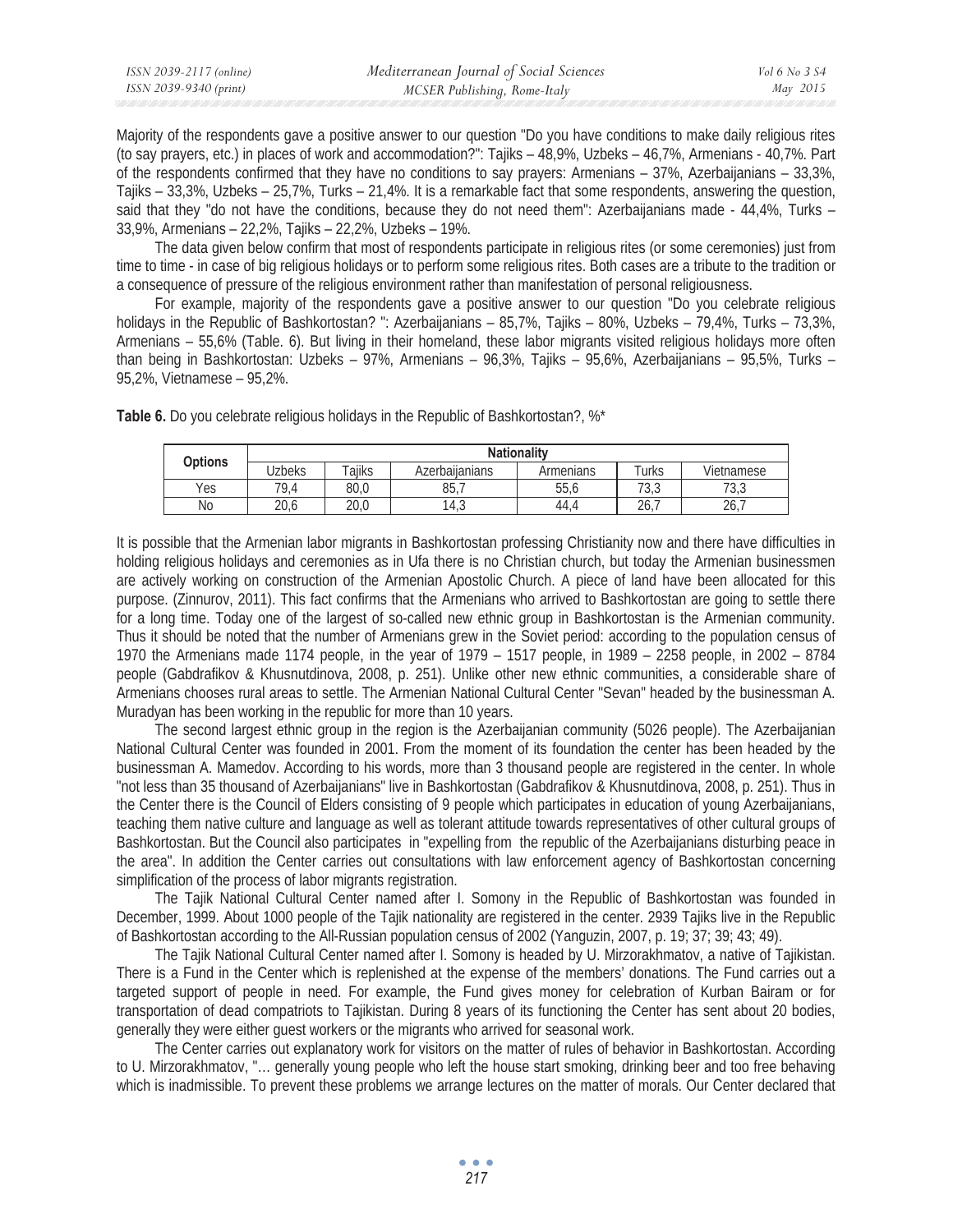Majority of the respondents gave a positive answer to our question "Do you have conditions to make daily religious rites (to say prayers, etc.) in places of work and accommodation?": Tajiks – 48,9%, Uzbeks – 46,7%, Armenians - 40,7%. Part of the respondents confirmed that they have no conditions to say prayers: Armenians – 37%, Azerbaijanians – 33,3%, Tajiks – 33,3%, Uzbeks – 25,7%, Turks – 21,4%. It is a remarkable fact that some respondents, answering the question, said that they "do not have the conditions, because they do not need them": Azerbaijanians made - 44,4%, Turks – 33,9%, Armenians – 22,2%, Tajiks – 22,2%, Uzbeks – 19%.

The data given below confirm that most of respondents participate in religious rites (or some ceremonies) just from time to time - in case of big religious holidays or to perform some religious rites. Both cases are a tribute to the tradition or a consequence of pressure of the religious environment rather than manifestation of personal religiousness.

For example, majority of the respondents gave a positive answer to our question "Do you celebrate religious holidays in the Republic of Bashkortostan? ": Azerbaijanians – 85,7%, Tajiks – 80%, Uzbeks – 79,4%, Turks – 73,3%, Armenians – 55,6% (Table. 6). But living in their homeland, these labor migrants visited religious holidays more often than being in Bashkortostan: Uzbeks – 97%, Armenians – 96,3%, Tajiks – 95,6%, Azerbaijanians – 95,5%, Turks – 95,2%, Vietnamese – 95,2%.

**Table 6.** Do you celebrate religious holidays in the Republic of Bashkortostan?, %*

| Options | Nationality | | | | | |
|---|---|---|---|---|---|---|
| | Uzbeks | Tajiks | Azerbaijanians | Armenians | Turks | Vietnamese |
| Yes | 79,4 | 80,0 | 85,7 | 55,6 | 73,3 | 73,3 |
| No | 20,6 | 20,0 | 14,3 | 44,4 | 26,7 | 26,7 |

It is possible that the Armenian labor migrants in Bashkortostan professing Christianity now and there have difficulties in holding religious holidays and ceremonies as in Ufa there is no Christian church, but today the Armenian businessmen are actively working on construction of the Armenian Apostolic Church. A piece of land have been allocated for this purpose. (Zinnurov, 2011). This fact confirms that the Armenians who arrived to Bashkortostan are going to settle there for a long time. Today one of the largest of so-called new ethnic group in Bashkortostan is the Armenian community. Thus it should be noted that the number of Armenians grew in the Soviet period: according to the population census of 1970 the Armenians made 1174 people, in the year of 1979 – 1517 people, in 1989 – 2258 people, in 2002 – 8784 people (Gabdrafikov & Khusnutdinova, 2008, p. 251). Unlike other new ethnic communities, a considerable share of Armenians chooses rural areas to settle. The Armenian National Cultural Center "Sevan" headed by the businessman A. Muradyan has been working in the republic for more than 10 years.

The second largest ethnic group in the region is the Azerbaijanian community (5026 people). The Azerbaijanian National Cultural Center was founded in 2001. From the moment of its foundation the center has been headed by the businessman A. Mamedov. According to his words, more than 3 thousand people are registered in the center. In whole "not less than 35 thousand of Azerbaijanians" live in Bashkortostan (Gabdrafikov & Khusnutdinova, 2008, p. 251). Thus in the Center there is the Council of Elders consisting of 9 people which participates in education of young Azerbaijanians, teaching them native culture and language as well as tolerant attitude towards representatives of other cultural groups of Bashkortostan. But the Council also participates in "expelling from the republic of the Azerbaijanians disturbing peace in the area". In addition the Center carries out consultations with law enforcement agency of Bashkortostan concerning simplification of the process of labor migrants registration.

The Tajik National Cultural Center named after I. Somony in the Republic of Bashkortostan was founded in December, 1999. About 1000 people of the Tajik nationality are registered in the center. 2939 Tajiks live in the Republic of Bashkortostan according to the All-Russian population census of 2002 (Yanguzin, 2007, p. 19; 37; 39; 43; 49).

The Tajik National Cultural Center named after I. Somony is headed by U. Mirzorakhmatov, a native of Tajikistan. There is a Fund in the Center which is replenished at the expense of the members' donations. The Fund carries out a targeted support of people in need. For example, the Fund gives money for celebration of Kurban Bairam or for transportation of dead compatriots to Tajikistan. During 8 years of its functioning the Center has sent about 20 bodies, generally they were either guest workers or the migrants who arrived for seasonal work.

The Center carries out explanatory work for visitors on the matter of rules of behavior in Bashkortostan. According to U. Mirzorakhmatov, "… generally young people who left the house start smoking, drinking beer and too free behaving which is inadmissible. To prevent these problems we arrange lectures on the matter of morals. Our Center declared that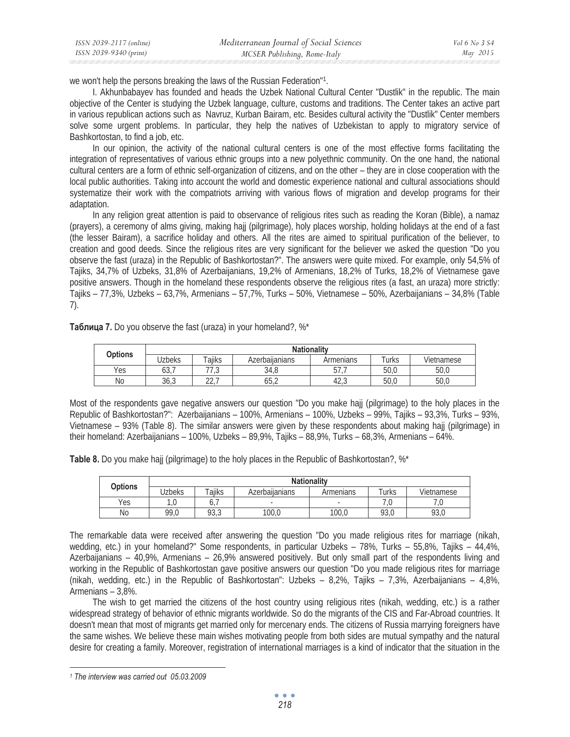we won't help the persons breaking the laws of the Russian Federation"[1].

I. Akhunbabayev has founded and heads the Uzbek National Cultural Center "Dustlik" in the republic. The main objective of the Center is studying the Uzbek language, culture, customs and traditions. The Center takes an active part in various republican actions such as Navruz, Kurban Bairam, etc. Besides cultural activity the "Dustlik" Center members solve some urgent problems. In particular, they help the natives of Uzbekistan to apply to migratory service of Bashkortostan, to find a job, etc.

In our opinion, the activity of the national cultural centers is one of the most effective forms facilitating the integration of representatives of various ethnic groups into a new polyethnic community. On the one hand, the national cultural centers are a form of ethnic self-organization of citizens, and on the other – they are in close cooperation with the local public authorities. Taking into account the world and domestic experience national and cultural associations should systematize their work with the compatriots arriving with various flows of migration and develop programs for their adaptation.

In any religion great attention is paid to observance of religious rites such as reading the Koran (Bible), a namaz (prayers), a ceremony of alms giving, making hajj (pilgrimage), holy places worship, holding holidays at the end of a fast (the lesser Bairam), a sacrifice holiday and others. All the rites are aimed to spiritual purification of the believer, to creation and good deeds. Since the religious rites are very significant for the believer we asked the question "Do you observe the fast (uraza) in the Republic of Bashkortostan?". The answers were quite mixed. For example, only 54,5% of Tajiks, 34,7% of Uzbeks, 31,8% of Azerbaijanians, 19,2% of Armenians, 18,2% of Turks, 18,2% of Vietnamese gave positive answers. Though in the homeland these respondents observe the religious rites (a fast, an uraza) more strictly: Tajiks – 77,3%, Uzbeks – 63,7%, Armenians – 57,7%, Turks – 50%, Vietnamese – 50%, Azerbaijanians – 34,8% (Table 7).

**Таблица 7.** Do you observe the fast (uraza) in your homeland?, %*

| Options | Nationality | | | | | |
|---|---|---|---|---|---|---|
| | Uzbeks | Tajiks | Azerbaijanians | Armenians | Turks | Vietnamese |
| Yes | 63,7 | 77,3 | 34,8 | 57,7 | 50,0 | 50,0 |
| No | 36,3 | 22,7 | 65,2 | 42,3 | 50,0 | 50,0 |

Most of the respondents gave negative answers our question "Do you make hajj (pilgrimage) to the holy places in the Republic of Bashkortostan?": Azerbaijanians – 100%, Armenians – 100%, Uzbeks – 99%, Tajiks – 93,3%, Turks – 93%, Vietnamese – 93% (Table 8). The similar answers were given by these respondents about making hajj (pilgrimage) in their homeland: Azerbaijanians – 100%, Uzbeks – 89,9%, Tajiks – 88,9%, Turks – 68,3%, Armenians – 64%.

**Table 8.** Do you make hajj (pilgrimage) to the holy places in the Republic of Bashkortostan?, %*

| Options | Nationality | | | | | |
|---|---|---|---|---|---|---|
| | Uzbeks | Tajiks | Azerbaijanians | Armenians | Turks | Vietnamese |
| Yes | 1,0 | 6,7 | - | - | 7,0 | 7,0 |
| No | 99,0 | 93,3 | 100,0 | 100,0 | 93,0 | 93,0 |

The remarkable data were received after answering the question "Do you made religious rites for marriage (nikah, wedding, etc.) in your homeland?" Some respondents, in particular Uzbeks – 78%, Turks – 55,8%, Tajiks – 44,4%, Azerbaijanians – 40,9%, Armenians – 26,9% answered positively. But only small part of the respondents living and working in the Republic of Bashkortostan gave positive answers our question "Do you made religious rites for marriage (nikah, wedding, etc.) in the Republic of Bashkortostan": Uzbeks – 8,2%, Tajiks – 7,3%, Azerbaijanians – 4,8%, Armenians – 3,8%.

The wish to get married the citizens of the host country using religious rites (nikah, wedding, etc.) is a rather widespread strategy of behavior of ethnic migrants worldwide. So do the migrants of the CIS and Far-Abroad countries. It doesn't mean that most of migrants get married only for mercenary ends. The citizens of Russia marrying foreigners have the same wishes. We believe these main wishes motivating people from both sides are mutual sympathy and the natural desire for creating a family. Moreover, registration of international marriages is a kind of indicator that the situation in the

---

[1] *The interview was carried out 05.03.2009*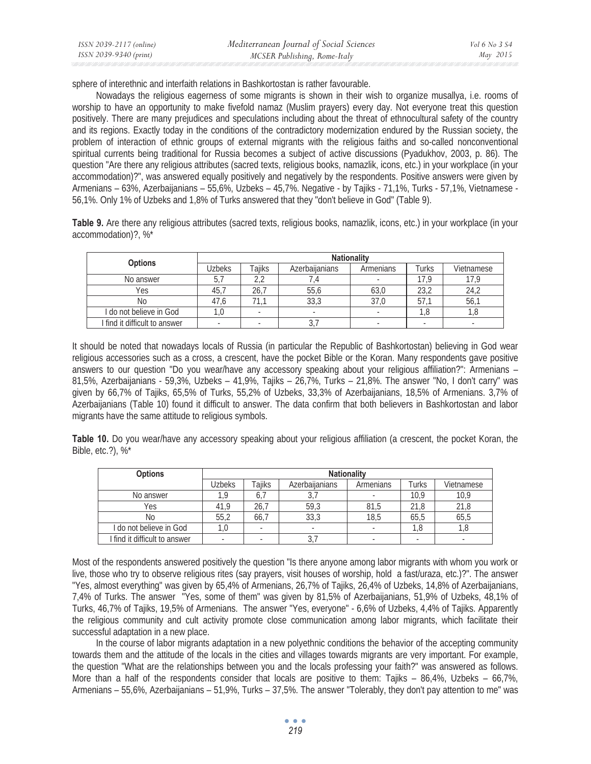sphere of interethnic and interfaith relations in Bashkortostan is rather favourable.

Nowadays the religious eagerness of some migrants is shown in their wish to organize musallya, i.e. rooms of worship to have an opportunity to make fivefold namaz (Muslim prayers) every day. Not everyone treat this question positively. There are many prejudices and speculations including about the threat of ethnocultural safety of the country and its regions. Exactly today in the conditions of the contradictory modernization endured by the Russian society, the problem of interaction of ethnic groups of external migrants with the religious faiths and so-called nonconventional spiritual currents being traditional for Russia becomes a subject of active discussions (Pyadukhov, 2003, p. 86). The question "Are there any religious attributes (sacred texts, religious books, namazlik, icons, etc.) in your workplace (in your accommodation)?", was answered equally positively and negatively by the respondents. Positive answers were given by Armenians – 63%, Azerbaijanians – 55,6%, Uzbeks – 45,7%. Negative - by Tajiks - 71,1%, Turks - 57,1%, Vietnamese - 56,1%. Only 1% of Uzbeks and 1,8% of Turks answered that they "don't believe in God" (Table 9).

**Table 9.** Are there any religious attributes (sacred texts, religious books, namazlik, icons, etc.) in your workplace (in your accommodation)?, %*

| Options | Nationality | | | | | |
|---|---|---|---|---|---|---|
| | Uzbeks | Tajiks | Azerbaijanians | Armenians | Turks | Vietnamese |
| No answer | 5,7 | 2,2 | 7,4 | - | 17,9 | 17,9 |
| Yes | 45,7 | 26,7 | 55,6 | 63,0 | 23,2 | 24,2 |
| No | 47,6 | 71,1 | 33,3 | 37,0 | 57,1 | 56,1 |
| I do not believe in God | 1,0 | - | - | - | 1,8 | 1,8 |
| I find it difficult to answer | - | - | 3,7 | - | - | - |

It should be noted that nowadays locals of Russia (in particular the Republic of Bashkortostan) believing in God wear religious accessories such as a cross, a crescent, have the pocket Bible or the Koran. Many respondents gave positive answers to our question "Do you wear/have any accessory speaking about your religious affiliation?": Armenians – 81,5%, Azerbaijanians - 59,3%, Uzbeks – 41,9%, Tajiks – 26,7%, Turks – 21,8%. The answer "No, I don't carry" was given by 66,7% of Tajiks, 65,5% of Turks, 55,2% of Uzbeks, 33,3% of Azerbaijanians, 18,5% of Armenians. 3,7% of Azerbaijanians (Table 10) found it difficult to answer. The data confirm that both believers in Bashkortostan and labor migrants have the same attitude to religious symbols.

**Table 10.** Do you wear/have any accessory speaking about your religious affiliation (a crescent, the pocket Koran, the Bible, etc.?), %*

| Options | Nationality | | | | | |
|---|---|---|---|---|---|---|
| | Uzbeks | Tajiks | Azerbaijanians | Armenians | Turks | Vietnamese |
| No answer | 1,9 | 6,7 | 3,7 | - | 10,9 | 10,9 |
| Yes | 41,9 | 26,7 | 59,3 | 81,5 | 21,8 | 21,8 |
| No | 55,2 | 66,7 | 33,3 | 18,5 | 65,5 | 65,5 |
| I do not believe in God | 1,0 | - | - | - | 1,8 | 1,8 |
| I find it difficult to answer | - | - | 3,7 | - | - | - |

Most of the respondents answered positively the question "Is there anyone among labor migrants with whom you work or live, those who try to observe religious rites (say prayers, visit houses of worship, hold a fast/uraza, etc.)?". The answer "Yes, almost everything" was given by 65,4% of Armenians, 26,7% of Tajiks, 26,4% of Uzbeks, 14,8% of Azerbaijanians, 7,4% of Turks. The answer "Yes, some of them" was given by 81,5% of Azerbaijanians, 51,9% of Uzbeks, 48,1% of Turks, 46,7% of Tajiks, 19,5% of Armenians. The answer "Yes, everyone" - 6,6% of Uzbeks, 4,4% of Tajiks. Apparently the religious community and cult activity promote close communication among labor migrants, which facilitate their successful adaptation in a new place.

In the course of labor migrants adaptation in a new polyethnic conditions the behavior of the accepting community towards them and the attitude of the locals in the cities and villages towards migrants are very important. For example, the question "What are the relationships between you and the locals professing your faith?" was answered as follows. More than a half of the respondents consider that locals are positive to them: Tajiks – 86,4%, Uzbeks – 66,7%, Armenians – 55,6%, Azerbaijanians – 51,9%, Turks – 37,5%. The answer "Tolerably, they don't pay attention to me" was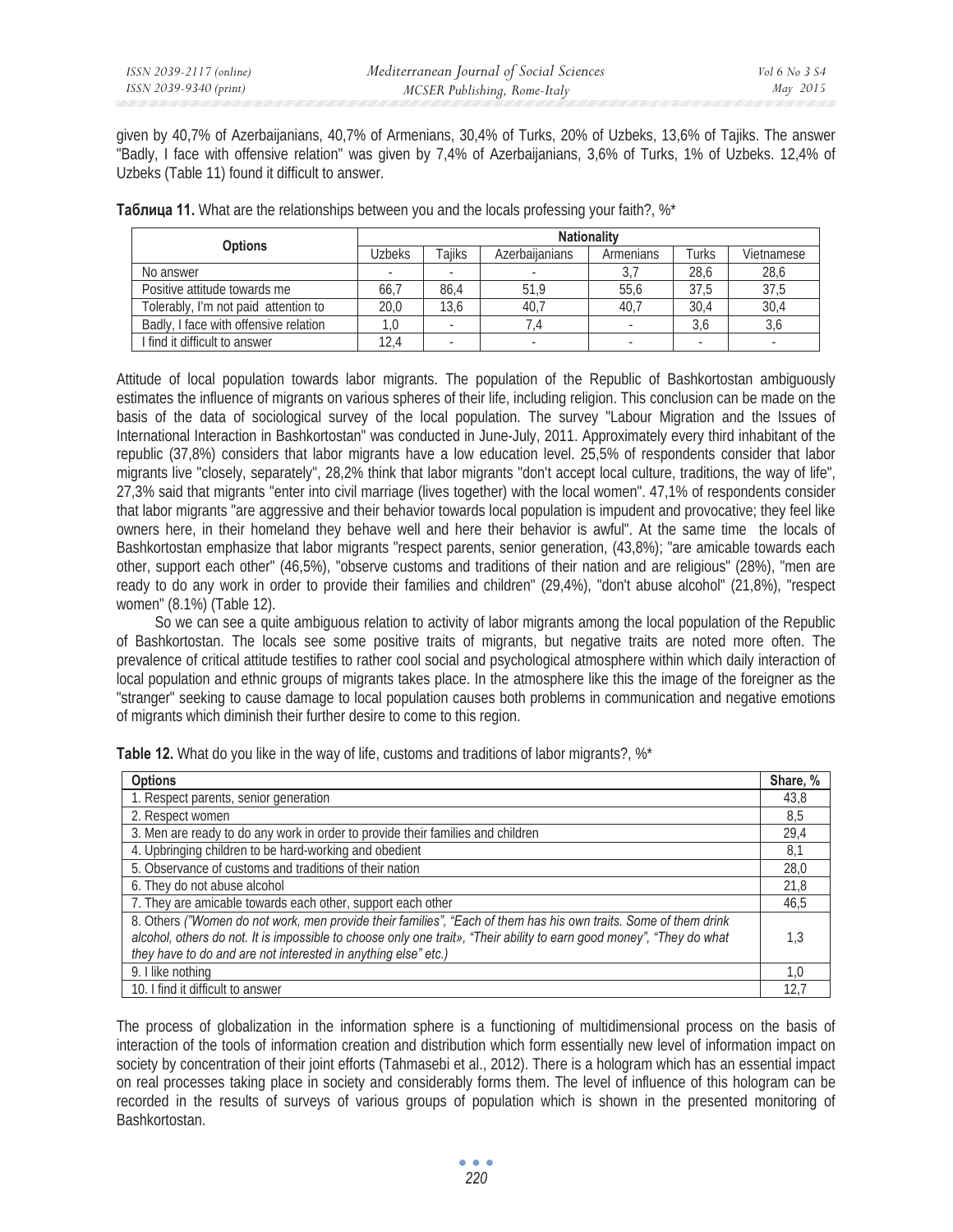given by 40,7% of Azerbaijanians, 40,7% of Armenians, 30,4% of Turks, 20% of Uzbeks, 13,6% of Tajiks. The answer "Badly, I face with offensive relation" was given by 7,4% of Azerbaijanians, 3,6% of Turks, 1% of Uzbeks. 12,4% of Uzbeks (Table 11) found it difficult to answer.

**Таблица 11.** What are the relationships between you and the locals professing your faith?, %*

| Options | Nationality | | | | | |
|---|---|---|---|---|---|---|
| | Uzbeks | Tajiks | Azerbaijanians | Armenians | Turks | Vietnamese |
| No answer | - | - | - | 3,7 | 28,6 | 28,6 |
| Positive attitude towards me | 66,7 | 86,4 | 51,9 | 55,6 | 37,5 | 37,5 |
| Tolerably, I'm not paid attention to | 20,0 | 13,6 | 40,7 | 40,7 | 30,4 | 30,4 |
| Badly, I face with offensive relation | 1,0 | - | 7,4 | - | 3,6 | 3,6 |
| I find it difficult to answer | 12,4 | - | - | - | - | - |

Attitude of local population towards labor migrants. The population of the Republic of Bashkortostan ambiguously estimates the influence of migrants on various spheres of their life, including religion. This conclusion can be made on the basis of the data of sociological survey of the local population. The survey "Labour Migration and the Issues of International Interaction in Bashkortostan" was conducted in June-July, 2011. Approximately every third inhabitant of the republic (37,8%) considers that labor migrants have a low education level. 25,5% of respondents consider that labor migrants live "closely, separately", 28,2% think that labor migrants "don't accept local culture, traditions, the way of life", 27,3% said that migrants "enter into civil marriage (lives together) with the local women". 47,1% of respondents consider that labor migrants "are aggressive and their behavior towards local population is impudent and provocative; they feel like owners here, in their homeland they behave well and here their behavior is awful". At the same time the locals of Bashkortostan emphasize that labor migrants "respect parents, senior generation, (43,8%); "are amicable towards each other, support each other" (46,5%), "observe customs and traditions of their nation and are religious" (28%), "men are ready to do any work in order to provide their families and children" (29,4%), "don't abuse alcohol" (21,8%), "respect women" (8.1%) (Table 12).

So we can see a quite ambiguous relation to activity of labor migrants among the local population of the Republic of Bashkortostan. The locals see some positive traits of migrants, but negative traits are noted more often. The prevalence of critical attitude testifies to rather cool social and psychological atmosphere within which daily interaction of local population and ethnic groups of migrants takes place. In the atmosphere like this the image of the foreigner as the "stranger" seeking to cause damage to local population causes both problems in communication and negative emotions of migrants which diminish their further desire to come to this region.

**Table 12.** What do you like in the way of life, customs and traditions of labor migrants?, %*

| Options | Share, % |
|---|---|
| 1. Respect parents, senior generation | 43,8 |
| 2. Respect women | 8,5 |
| 3. Men are ready to do any work in order to provide their families and children | 29,4 |
| 4. Upbringing children to be hard-working and obedient | 8,1 |
| 5. Observance of customs and traditions of their nation | 28,0 |
| 6. They do not abuse alcohol | 21,8 |
| 7. They are amicable towards each other, support each other | 46,5 |
| 8. Others *("Women do not work, men provide their families", "Each of them has his own traits. Some of them drink alcohol, others do not. It is impossible to choose only one trait», "Their ability to earn good money", "They do what they have to do and are not interested in anything else" etc.)* | 1,3 |
| 9. I like nothing | 1,0 |
| 10. I find it difficult to answer | 12,7 |

The process of globalization in the information sphere is a functioning of multidimensional process on the basis of interaction of the tools of information creation and distribution which form essentially new level of information impact on society by concentration of their joint efforts (Tahmasebi et al., 2012). There is a hologram which has an essential impact on real processes taking place in society and considerably forms them. The level of influence of this hologram can be recorded in the results of surveys of various groups of population which is shown in the presented monitoring of Bashkortostan.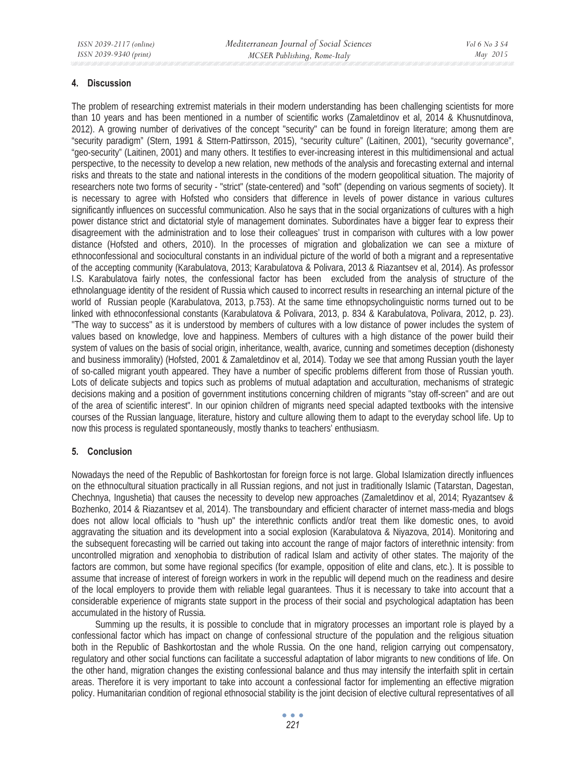## 4. Discussion

The problem of researching extremist materials in their modern understanding has been challenging scientists for more than 10 years and has been mentioned in a number of scientific works (Zamaletdinov et al, 2014 & Khusnutdinova, 2012). A growing number of derivatives of the concept "security" can be found in foreign literature; among them are "security paradigm" (Stern, 1991 & Sttern-Pattirsson, 2015), "security culture" (Laitinen, 2001), "security governance", "geo-security" (Laitinen, 2001) and many others. It testifies to ever-increasing interest in this multidimensional and actual perspective, to the necessity to develop a new relation, new methods of the analysis and forecasting external and internal risks and threats to the state and national interests in the conditions of the modern geopolitical situation. The majority of researchers note two forms of security - "strict" (state-centered) and "soft" (depending on various segments of society). It is necessary to agree with Hofsted who considers that difference in levels of power distance in various cultures significantly influences on successful communication. Also he says that in the social organizations of cultures with a high power distance strict and dictatorial style of management dominates. Subordinates have a bigger fear to express their disagreement with the administration and to lose their colleagues' trust in comparison with cultures with a low power distance (Hofsted and others, 2010). In the processes of migration and globalization we can see a mixture of ethnoconfessional and sociocultural constants in an individual picture of the world of both a migrant and a representative of the accepting community (Karabulatova, 2013; Karabulatova & Polivara, 2013 & Riazantsev et al, 2014). As professor I.S. Karabulatova fairly notes, the confessional factor has been excluded from the analysis of structure of the ethnolanguage identity of the resident of Russia which caused to incorrect results in researching an internal picture of the world of Russian people (Karabulatova, 2013, p.753). At the same time ethnopsycholinguistic norms turned out to be linked with ethnoconfessional constants (Karabulatova & Polivara, 2013, p. 834 & Karabulatova, Polivara, 2012, p. 23). "The way to success" as it is understood by members of cultures with a low distance of power includes the system of values based on knowledge, love and happiness. Members of cultures with a high distance of the power build their system of values on the basis of social origin, inheritance, wealth, avarice, cunning and sometimes deception (dishonesty and business immorality) (Hofsted, 2001 & Zamaletdinov et al, 2014). Today we see that among Russian youth the layer of so-called migrant youth appeared. They have a number of specific problems different from those of Russian youth. Lots of delicate subjects and topics such as problems of mutual adaptation and acculturation, mechanisms of strategic decisions making and a position of government institutions concerning children of migrants "stay off-screen" and are out of the area of scientific interest". In our opinion children of migrants need special adapted textbooks with the intensive courses of the Russian language, literature, history and culture allowing them to adapt to the everyday school life. Up to now this process is regulated spontaneously, mostly thanks to teachers' enthusiasm.

## 5. Conclusion

Nowadays the need of the Republic of Bashkortostan for foreign force is not large. Global Islamization directly influences on the ethnocultural situation practically in all Russian regions, and not just in traditionally Islamic (Tatarstan, Dagestan, Chechnya, Ingushetia) that causes the necessity to develop new approaches (Zamaletdinov et al, 2014; Ryazantsev & Bozhenko, 2014 & Riazantsev et al, 2014). The transboundary and efficient character of internet mass-media and blogs does not allow local officials to "hush up" the interethnic conflicts and/or treat them like domestic ones, to avoid aggravating the situation and its development into a social explosion (Karabulatova & Niyazova, 2014). Monitoring and the subsequent forecasting will be carried out taking into account the range of major factors of interethnic intensity: from uncontrolled migration and xenophobia to distribution of radical Islam and activity of other states. The majority of the factors are common, but some have regional specifics (for example, opposition of elite and clans, etc.). It is possible to assume that increase of interest of foreign workers in work in the republic will depend much on the readiness and desire of the local employers to provide them with reliable legal guarantees. Thus it is necessary to take into account that a considerable experience of migrants state support in the process of their social and psychological adaptation has been accumulated in the history of Russia.

Summing up the results, it is possible to conclude that in migratory processes an important role is played by a confessional factor which has impact on change of confessional structure of the population and the religious situation both in the Republic of Bashkortostan and the whole Russia. On the one hand, religion carrying out compensatory, regulatory and other social functions can facilitate a successful adaptation of labor migrants to new conditions of life. On the other hand, migration changes the existing confessional balance and thus may intensify the interfaith split in certain areas. Therefore it is very important to take into account a confessional factor for implementing an effective migration policy. Humanitarian condition of regional ethnosocial stability is the joint decision of elective cultural representatives of all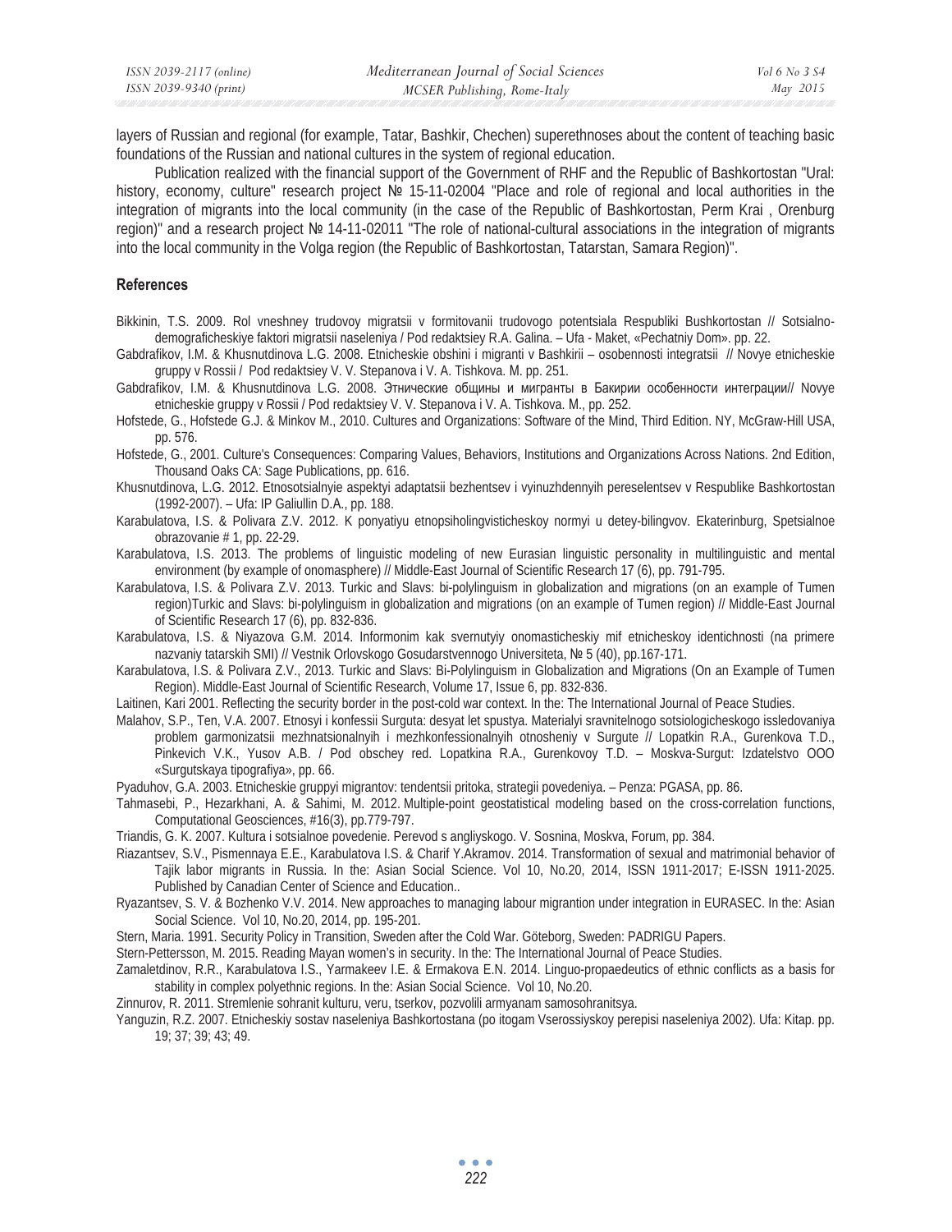layers of Russian and regional (for example, Tatar, Bashkir, Chechen) superethnoses about the content of teaching basic foundations of the Russian and national cultures in the system of regional education.

Publication realized with the financial support of the Government of RHF and the Republic of Bashkortostan "Ural: history, economy, culture" research project № 15-11-02004 "Place and role of regional and local authorities in the integration of migrants into the local community (in the case of the Republic of Bashkortostan, Perm Krai , Orenburg region)" and a research project № 14-11-02011 "The role of national-cultural associations in the integration of migrants into the local community in the Volga region (the Republic of Bashkortostan, Tatarstan, Samara Region)".

## References

Bikkinin, T.S. 2009. Rol vneshney trudovoy migratsii v formitovanii trudovogo potentsiala Respubliki Bushkortostan // Sotsialno-demograficheskiye faktori migratsii naseleniya / Pod redaktsiey R.A. Galina. – Ufa - Maket, «Pechatniy Dom». pp. 22.

Gabdrafikov, I.M. & Khusnutdinova L.G. 2008. Etnicheskie obshini i migranti v Bashkirii – osobennosti integratsii // Novye etnicheskie gruppy v Rossii / Pod redaktsiey V. V. Stepanova i V. A. Tishkova. M. pp. 251.

Gabdrafikov, I.M. & Khusnutdinova L.G. 2008. Этнические общины и мигранты в Бакирии особенности интеграции// Novye etnicheskie gruppy v Rossii / Pod redaktsiey V. V. Stepanova i V. A. Tishkova. M., pp. 252.

Hofstede, G., Hofstede G.J. & Minkov M., 2010. Cultures and Organizations: Software of the Mind, Third Edition. NY, McGraw-Hill USA, pp. 576.

Hofstede, G., 2001. Culture's Consequences: Comparing Values, Behaviors, Institutions and Organizations Across Nations. 2nd Edition, Thousand Oaks CA: Sage Publications, pp. 616.

Khusnutdinova, L.G. 2012. Etnosotsialnyie aspektyi adaptatsii bezhentsev i vyinuzhdennyih pereselentsev v Respublike Bashkortostan (1992-2007). – Ufa: IP Galiullin D.A., pp. 188.

Karabulatova, I.S. & Polivara Z.V. 2012. K ponyatiyu etnopsiholingvisticheskoy normyi u detey-bilingvov. Ekaterinburg, Spetsialnoe obrazovanie # 1, pp. 22-29.

Karabulatova, I.S. 2013. The problems of linguistic modeling of new Eurasian linguistic personality in multilinguistic and mental environment (by example of onomasphere) // Middle-East Journal of Scientific Research 17 (6), pp. 791-795.

Karabulatova, I.S. & Polivara Z.V. 2013. Turkic and Slavs: bi-polylinguism in globalization and migrations (on an example of Tumen region)Turkic and Slavs: bi-polylinguism in globalization and migrations (on an example of Tumen region) // Middle-East Journal of Scientific Research 17 (6), pp. 832-836.

Karabulatova, I.S. & Niyazova G.M. 2014. Informonim kak svernutyiy onomasticheskiy mif etnicheskoy identichnosti (na primere nazvaniy tatarskih SMI) // Vestnik Orlovskogo Gosudarstvennogo Universiteta, № 5 (40), pp.167-171.

Karabulatova, I.S. & Polivara Z.V., 2013. Turkic and Slavs: Bi-Polylinguism in Globalization and Migrations (On an Example of Tumen Region). Middle-East Journal of Scientific Research, Volume 17, Issue 6, pp. 832-836.

Laitinen, Kari 2001. Reflecting the security border in the post-cold war context. In the: The International Journal of Peace Studies.

Malahov, S.P., Ten, V.A. 2007. Etnosyi i konfessii Surguta: desyat let spustya. Materialyi sravnitelnogo sotsiologicheskogo issledovaniya problem garmonizatsii mezhnatsionalnyih i mezhkonfessionalnyih otnosheniy v Surgute // Lopatkin R.A., Gurenkova T.D., Pinkevich V.K., Yusov A.B. / Pod obschey red. Lopatkina R.A., Gurenkovoy T.D. – Moskva-Surgut: Izdatelstvo OOO «Surgutskaya tipografiya», pp. 66.

Pyaduhov, G.A. 2003. Etnicheskie gruppyi migrantov: tendentsii pritoka, strategii povedeniya. – Penza: PGASA, pp. 86.

Tahmasebi, P., Hezarkhani, A. & Sahimi, M. 2012. Multiple-point geostatistical modeling based on the cross-correlation functions, Computational Geosciences, #16(3), pp.779-797.

Triandis, G. K. 2007. Kultura i sotsialnoe povedenie. Perevod s angliyskogo. V. Sosnina, Moskva, Forum, pp. 384.

Riazantsev, S.V., Pismennaya E.E., Karabulatova I.S. & Charif Y.Akramov. 2014. Transformation of sexual and matrimonial behavior of Tajik labor migrants in Russia. In the: Asian Social Science. Vol 10, No.20, 2014, ISSN 1911-2017; E-ISSN 1911-2025. Published by Canadian Center of Science and Education..

Ryazantsev, S. V. & Bozhenko V.V. 2014. New approaches to managing labour migrantion under integration in EURASEC. In the: Asian Social Science. Vol 10, No.20, 2014, pp. 195-201.

Stern, Maria. 1991. Security Policy in Transition, Sweden after the Cold War. Göteborg, Sweden: PADRIGU Papers.

Stern-Pettersson, M. 2015. Reading Mayan women's in security. In the: The International Journal of Peace Studies.

Zamaletdinov, R.R., Karabulatova I.S., Yarmakeev I.E. & Ermakova E.N. 2014. Linguo-propaedeutics of ethnic conflicts as a basis for stability in complex polyethnic regions. In the: Asian Social Science. Vol 10, No.20.

Zinnurov, R. 2011. Stremlenie sohranit kulturu, veru, tserkov, pozvolili armyanam samosohranitsya.

Yanguzin, R.Z. 2007. Etnicheskiy sostav naseleniya Bashkortostana (po itogam Vserossiyskoy perepisi naseleniya 2002). Ufa: Kitap. pp. 19; 37; 39; 43; 49.